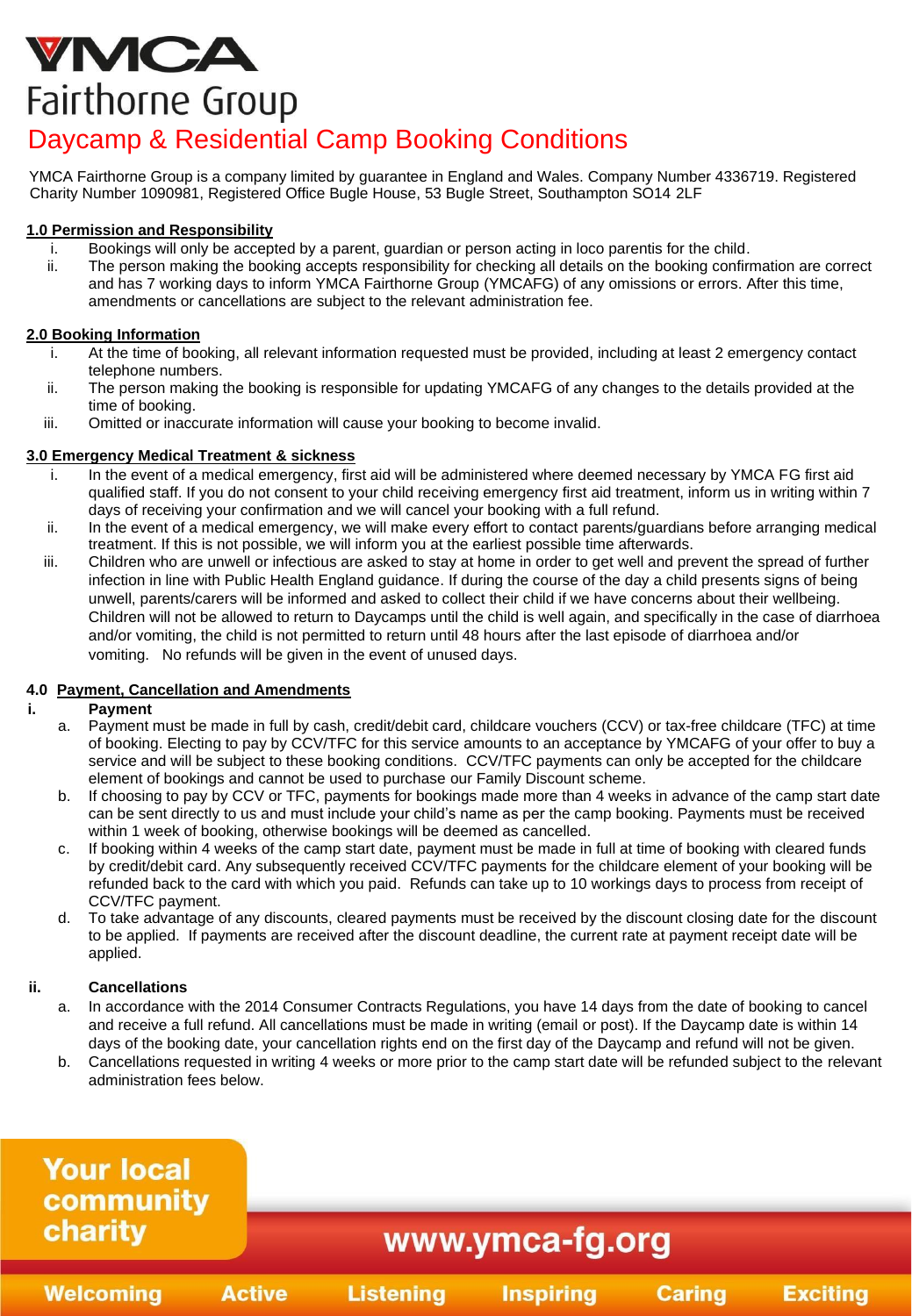# YMCA Fairthorne Group

## Daycamp & Residential Camp Booking Conditions

YMCA Fairthorne Group is a company limited by guarantee in England and Wales. Company Number 4336719. Registered Charity Number 1090981, Registered Office Bugle House, 53 Bugle Street, Southampton SO14 2LF

### 1.0 Permission and Responsibility

i. Bookings will only be accepted by a parent, guardian or person acting in loco parentis for the child.

ii. The person making the booking accepts responsibility for checking all details on the booking confirmation are correct and has 7 working days to inform YMCA Fairthorne Group (YMCAFG) of any omissions or errors. After this time, amendments or cancellations are subject to the relevant administration fee.

### 2.0 Booking Information

i. At the time of booking, all relevant information requested must be provided, including at least 2 emergency contact telephone numbers.

ii. The person making the booking is responsible for updating YMCAFG of any changes to the details provided at the time of booking.

iii. Omitted or inaccurate information will cause your booking to become invalid.

### 3.0 Emergency Medical Treatment & sickness

i. In the event of a medical emergency, first aid will be administered where deemed necessary by YMCA FG first aid qualified staff. If you do not consent to your child receiving emergency first aid treatment, inform us in writing within 7 days of receiving your confirmation and we will cancel your booking with a full refund.

ii. In the event of a medical emergency, we will make every effort to contact parents/guardians before arranging medical treatment. If this is not possible, we will inform you at the earliest possible time afterwards.

iii. Children who are unwell or infectious are asked to stay at home in order to get well and prevent the spread of further infection in line with Public Health England guidance. If during the course of the day a child presents signs of being unwell, parents/carers will be informed and asked to collect their child if we have concerns about their wellbeing. Children will not be allowed to return to Daycamps until the child is well again, and specifically in the case of diarrhoea and/or vomiting, the child is not permitted to return until 48 hours after the last episode of diarrhoea and/or vomiting. No refunds will be given in the event of unused days.

### 4.0 Payment, Cancellation and Amendments

**i. Payment**

a. Payment must be made in full by cash, credit/debit card, childcare vouchers (CCV) or tax-free childcare (TFC) at time of booking. Electing to pay by CCV/TFC for this service amounts to an acceptance by YMCAFG of your offer to buy a service and will be subject to these booking conditions. CCV/TFC payments can only be accepted for the childcare element of bookings and cannot be used to purchase our Family Discount scheme.

b. If choosing to pay by CCV or TFC, payments for bookings made more than 4 weeks in advance of the camp start date can be sent directly to us and must include your child's name as per the camp booking. Payments must be received within 1 week of booking, otherwise bookings will be deemed as cancelled.

c. If booking within 4 weeks of the camp start date, payment must be made in full at time of booking with cleared funds by credit/debit card. Any subsequently received CCV/TFC payments for the childcare element of your booking will be refunded back to the card with which you paid. Refunds can take up to 10 workings days to process from receipt of CCV/TFC payment.

d. To take advantage of any discounts, cleared payments must be received by the discount closing date for the discount to be applied. If payments are received after the discount deadline, the current rate at payment receipt date will be applied.

**ii. Cancellations**

a. In accordance with the 2014 Consumer Contracts Regulations, you have 14 days from the date of booking to cancel and receive a full refund. All cancellations must be made in writing (email or post). If the Daycamp date is within 14 days of the booking date, your cancellation rights end on the first day of the Daycamp and refund will not be given.

b. Cancellations requested in writing 4 weeks or more prior to the camp start date will be refunded subject to the relevant administration fees below.

Your local community charity

www.ymca-fg.org

Welcoming Active Listening Inspiring Caring Exciting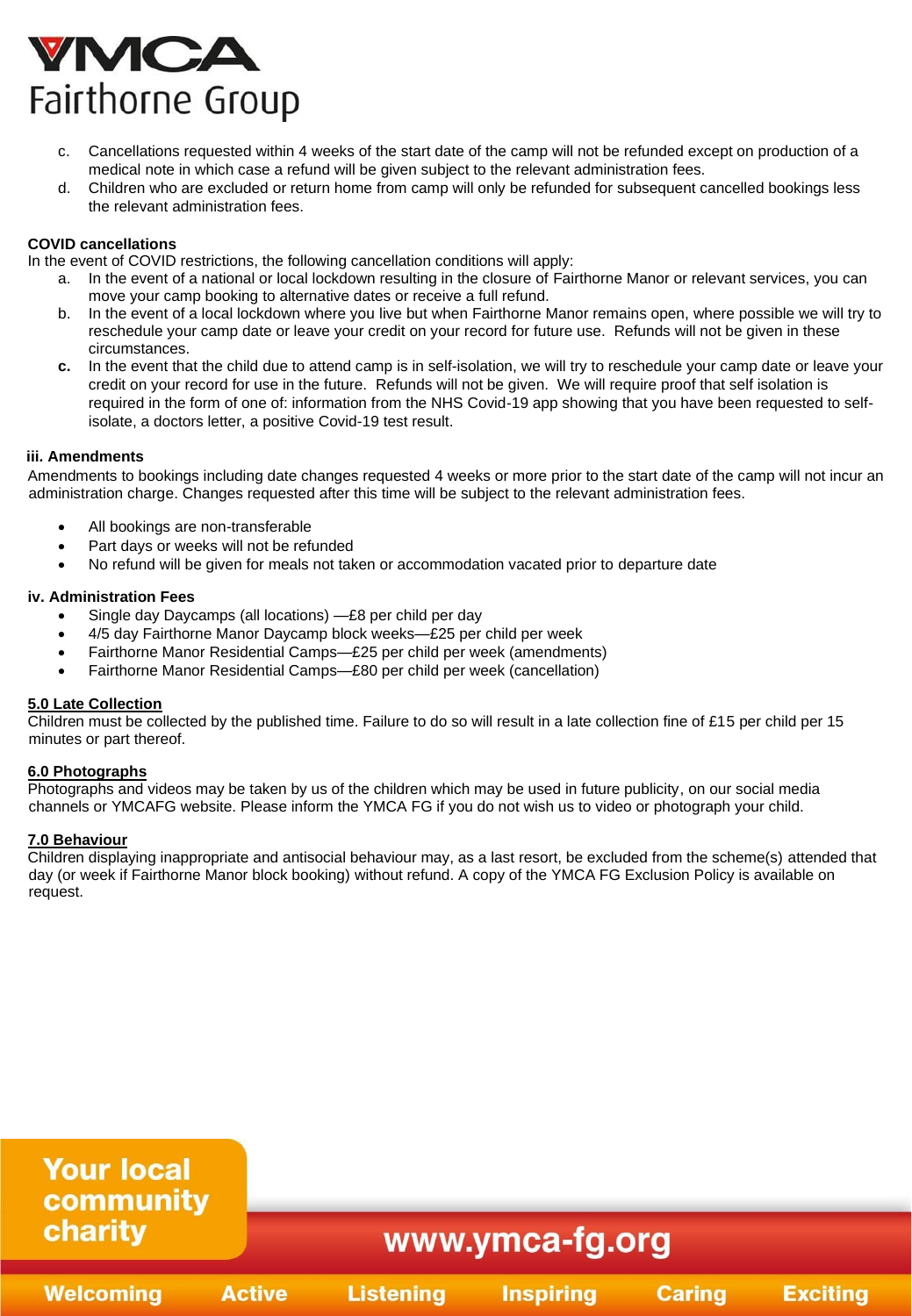c. Cancellations requested within 4 weeks of the start date of the camp will not be refunded except on production of a medical note in which case a refund will be given subject to the relevant administration fees.

d. Children who are excluded or return home from camp will only be refunded for subsequent cancelled bookings less the relevant administration fees.

**COVID cancellations**

In the event of COVID restrictions, the following cancellation conditions will apply:

a. In the event of a national or local lockdown resulting in the closure of Fairthorne Manor or relevant services, you can move your camp booking to alternative dates or receive a full refund.

b. In the event of a local lockdown where you live but when Fairthorne Manor remains open, where possible we will try to reschedule your camp date or leave your credit on your record for future use. Refunds will not be given in these circumstances.

**c.** In the event that the child due to attend camp is in self-isolation, we will try to reschedule your camp date or leave your credit on your record for use in the future. Refunds will not be given. We will require proof that self isolation is required in the form of one of: information from the NHS Covid-19 app showing that you have been requested to self-isolate, a doctors letter, a positive Covid-19 test result.

**iii. Amendments**

Amendments to bookings including date changes requested 4 weeks or more prior to the start date of the camp will not incur an administration charge. Changes requested after this time will be subject to the relevant administration fees.

- All bookings are non-transferable
- Part days or weeks will not be refunded
- No refund will be given for meals not taken or accommodation vacated prior to departure date

**iv. Administration Fees**

- Single day Daycamps (all locations) —£8 per child per day
- 4/5 day Fairthorne Manor Daycamp block weeks—£25 per child per week
- Fairthorne Manor Residential Camps—£25 per child per week (amendments)
- Fairthorne Manor Residential Camps—£80 per child per week (cancellation)

**5.0 Late Collection**

Children must be collected by the published time. Failure to do so will result in a late collection fine of £15 per child per 15 minutes or part thereof.

**6.0 Photographs**

Photographs and videos may be taken by us of the children which may be used in future publicity, on our social media channels or YMCAFG website. Please inform the YMCA FG if you do not wish us to video or photograph your child.

**7.0 Behaviour**

Children displaying inappropriate and antisocial behaviour may, as a last resort, be excluded from the scheme(s) attended that day (or week if Fairthorne Manor block booking) without refund. A copy of the YMCA FG Exclusion Policy is available on request.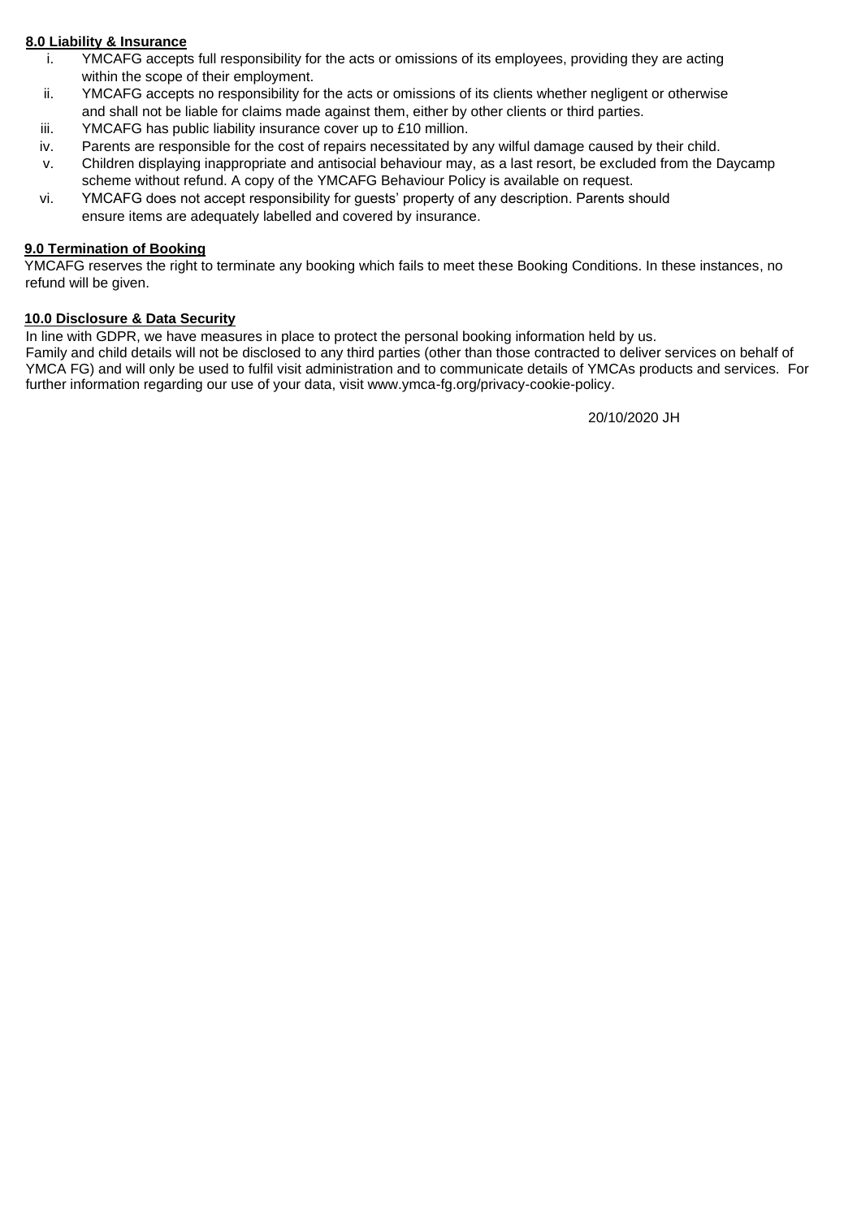**8.0 Liability & Insurance**

i. YMCAFG accepts full responsibility for the acts or omissions of its employees, providing they are acting within the scope of their employment.

ii. YMCAFG accepts no responsibility for the acts or omissions of its clients whether negligent or otherwise and shall not be liable for claims made against them, either by other clients or third parties.

iii. YMCAFG has public liability insurance cover up to £10 million.

iv. Parents are responsible for the cost of repairs necessitated by any wilful damage caused by their child.

v. Children displaying inappropriate and antisocial behaviour may, as a last resort, be excluded from the Daycamp scheme without refund. A copy of the YMCAFG Behaviour Policy is available on request.

vi. YMCAFG does not accept responsibility for guests' property of any description. Parents should ensure items are adequately labelled and covered by insurance.

**9.0 Termination of Booking**

YMCAFG reserves the right to terminate any booking which fails to meet these Booking Conditions. In these instances, no refund will be given.

**10.0 Disclosure & Data Security**

In line with GDPR, we have measures in place to protect the personal booking information held by us.
Family and child details will not be disclosed to any third parties (other than those contracted to deliver services on behalf of YMCA FG) and will only be used to fulfil visit administration and to communicate details of YMCAs products and services. For further information regarding our use of your data, visit www.ymca-fg.org/privacy-cookie-policy.

20/10/2020 JH